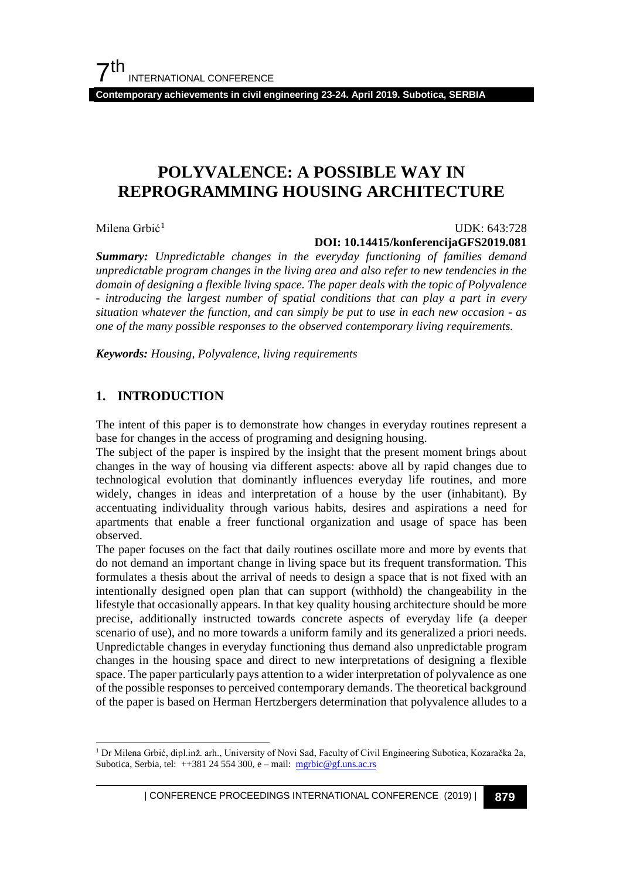# POLYVALENCE: A POSSIBLE WAY IN REPROGRAMMING HOUSING ARCHITECTURE

Milena Grbić[1]

UDK: 643:728

**DOI: 10.14415/konferencijaGFS2019.081**

***Summary:*** *Unpredictable changes in the everyday functioning of families demand unpredictable program changes in the living area and also refer to new tendencies in the domain of designing a flexible living space. The paper deals with the topic of Polyvalence - introducing the largest number of spatial conditions that can play a part in every situation whatever the function, and can simply be put to use in each new occasion - as one of the many possible responses to the observed contemporary living requirements.*

***Keywords:*** *Housing, Polyvalence, living requirements*

## 1. INTRODUCTION

The intent of this paper is to demonstrate how changes in everyday routines represent a base for changes in the access of programing and designing housing.

The subject of the paper is inspired by the insight that the present moment brings about changes in the way of housing via different aspects: above all by rapid changes due to technological evolution that dominantly influences everyday life routines, and more widely, changes in ideas and interpretation of a house by the user (inhabitant). By accentuating individuality through various habits, desires and aspirations a need for apartments that enable a freer functional organization and usage of space has been observed.

The paper focuses on the fact that daily routines oscillate more and more by events that do not demand an important change in living space but its frequent transformation. This formulates a thesis about the arrival of needs to design a space that is not fixed with an intentionally designed open plan that can support (withhold) the changeability in the lifestyle that occasionally appears. In that key quality housing architecture should be more precise, additionally instructed towards concrete aspects of everyday life (a deeper scenario of use), and no more towards a uniform family and its generalized a priori needs. Unpredictable changes in everyday functioning thus demand also unpredictable program changes in the housing space and direct to new interpretations of designing a flexible space. The paper particularly pays attention to a wider interpretation of polyvalence as one of the possible responses to perceived contemporary demands. The theoretical background of the paper is based on Herman Hertzbergers determination that polyvalence alludes to a

---

[1] Dr Milena Grbić, dipl.inž. arh., University of Novi Sad, Faculty of Civil Engineering Subotica, Kozaračka 2a, Subotica, Serbia, tel: ++381 24 554 300, e – mail: mgrbic@gf.uns.ac.rs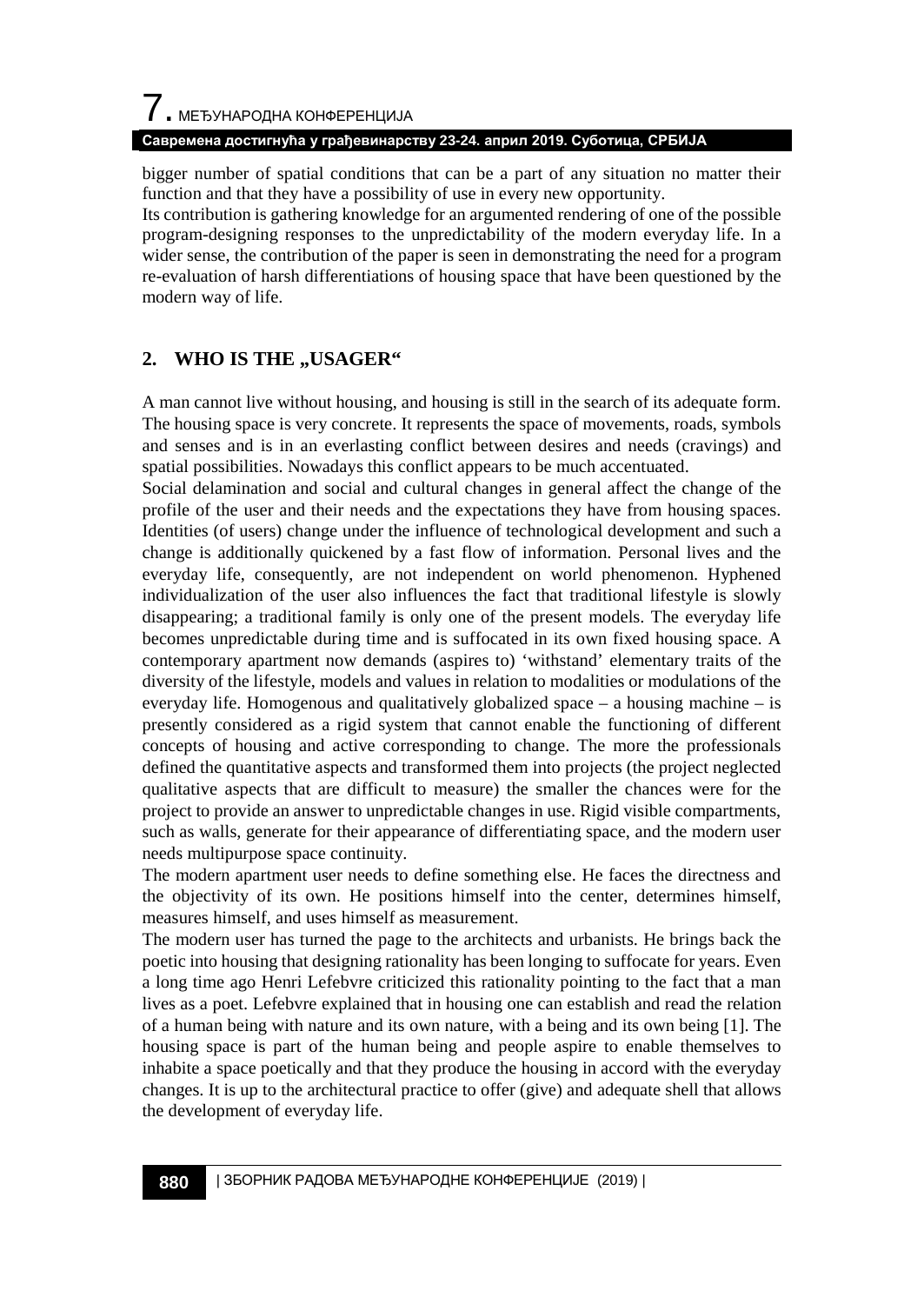bigger number of spatial conditions that can be a part of any situation no matter their function and that they have a possibility of use in every new opportunity.

Its contribution is gathering knowledge for an argumented rendering of one of the possible program-designing responses to the unpredictability of the modern everyday life. In a wider sense, the contribution of the paper is seen in demonstrating the need for a program re-evaluation of harsh differentiations of housing space that have been questioned by the modern way of life.

## 2. WHO IS THE „USAGER“

A man cannot live without housing, and housing is still in the search of its adequate form. The housing space is very concrete. It represents the space of movements, roads, symbols and senses and is in an everlasting conflict between desires and needs (cravings) and spatial possibilities. Nowadays this conflict appears to be much accentuated.

Social delamination and social and cultural changes in general affect the change of the profile of the user and their needs and the expectations they have from housing spaces. Identities (of users) change under the influence of technological development and such a change is additionally quickened by a fast flow of information. Personal lives and the everyday life, consequently, are not independent on world phenomenon. Hyphened individualization of the user also influences the fact that traditional lifestyle is slowly disappearing; a traditional family is only one of the present models. The everyday life becomes unpredictable during time and is suffocated in its own fixed housing space. A contemporary apartment now demands (aspires to) 'withstand' elementary traits of the diversity of the lifestyle, models and values in relation to modalities or modulations of the everyday life. Homogenous and qualitatively globalized space – a housing machine – is presently considered as a rigid system that cannot enable the functioning of different concepts of housing and active corresponding to change. The more the professionals defined the quantitative aspects and transformed them into projects (the project neglected qualitative aspects that are difficult to measure) the smaller the chances were for the project to provide an answer to unpredictable changes in use. Rigid visible compartments, such as walls, generate for their appearance of differentiating space, and the modern user needs multipurpose space continuity.

The modern apartment user needs to define something else. He faces the directness and the objectivity of its own. He positions himself into the center, determines himself, measures himself, and uses himself as measurement.

The modern user has turned the page to the architects and urbanists. He brings back the poetic into housing that designing rationality has been longing to suffocate for years. Even a long time ago Henri Lefebvre criticized this rationality pointing to the fact that a man lives as a poet. Lefebvre explained that in housing one can establish and read the relation of a human being with nature and its own nature, with a being and its own being [1]. The housing space is part of the human being and people aspire to enable themselves to inhabite a space poetically and that they produce the housing in accord with the everyday changes. It is up to the architectural practice to offer (give) and adequate shell that allows the development of everyday life.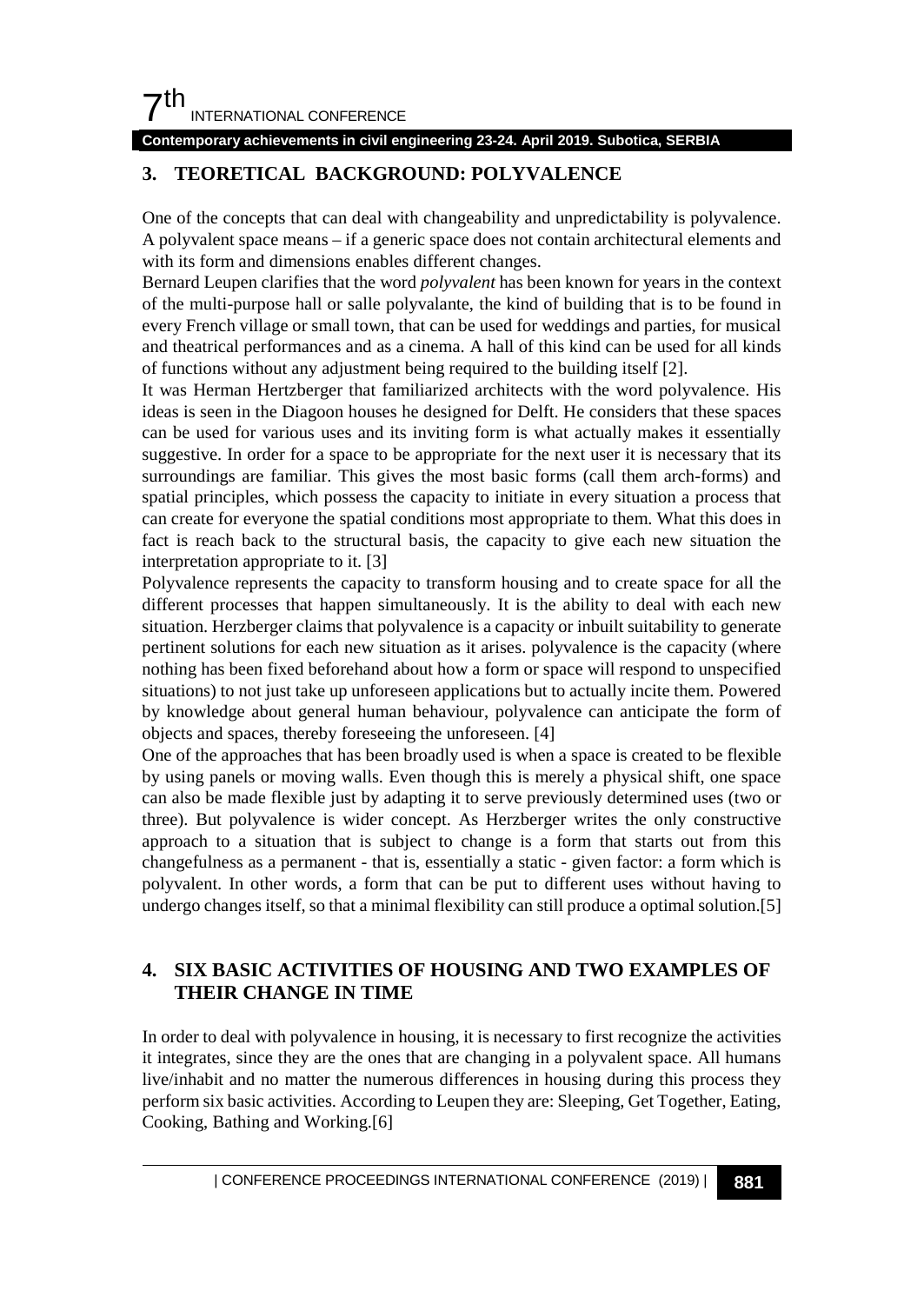## 3. TEORETICAL BACKGROUND: POLYVALENCE

One of the concepts that can deal with changeability and unpredictability is polyvalence. A polyvalent space means – if a generic space does not contain architectural elements and with its form and dimensions enables different changes.

Bernard Leupen clarifies that the word *polyvalent* has been known for years in the context of the multi-purpose hall or salle polyvalante, the kind of building that is to be found in every French village or small town, that can be used for weddings and parties, for musical and theatrical performances and as a cinema. A hall of this kind can be used for all kinds of functions without any adjustment being required to the building itself [2].

It was Herman Hertzberger that familiarized architects with the word polyvalence. His ideas is seen in the Diagoon houses he designed for Delft. He considers that these spaces can be used for various uses and its inviting form is what actually makes it essentially suggestive. In order for a space to be appropriate for the next user it is necessary that its surroundings are familiar. This gives the most basic forms (call them arch-forms) and spatial principles, which possess the capacity to initiate in every situation a process that can create for everyone the spatial conditions most appropriate to them. What this does in fact is reach back to the structural basis, the capacity to give each new situation the interpretation appropriate to it. [3]

Polyvalence represents the capacity to transform housing and to create space for all the different processes that happen simultaneously. It is the ability to deal with each new situation. Herzberger claims that polyvalence is a capacity or inbuilt suitability to generate pertinent solutions for each new situation as it arises. polyvalence is the capacity (where nothing has been fixed beforehand about how a form or space will respond to unspecified situations) to not just take up unforeseen applications but to actually incite them. Powered by knowledge about general human behaviour, polyvalence can anticipate the form of objects and spaces, thereby foreseeing the unforeseen. [4]

One of the approaches that has been broadly used is when a space is created to be flexible by using panels or moving walls. Even though this is merely a physical shift, one space can also be made flexible just by adapting it to serve previously determined uses (two or three). But polyvalence is wider concept. As Herzberger writes the only constructive approach to a situation that is subject to change is a form that starts out from this changefulness as a permanent - that is, essentially a static - given factor: a form which is polyvalent. In other words, a form that can be put to different uses without having to undergo changes itself, so that a minimal flexibility can still produce a optimal solution.[5]

## 4. SIX BASIC ACTIVITIES OF HOUSING AND TWO EXAMPLES OF THEIR CHANGE IN TIME

In order to deal with polyvalence in housing, it is necessary to first recognize the activities it integrates, since they are the ones that are changing in a polyvalent space. All humans live/inhabit and no matter the numerous differences in housing during this process they perform six basic activities. According to Leupen they are: Sleeping, Get Together, Eating, Cooking, Bathing and Working.[6]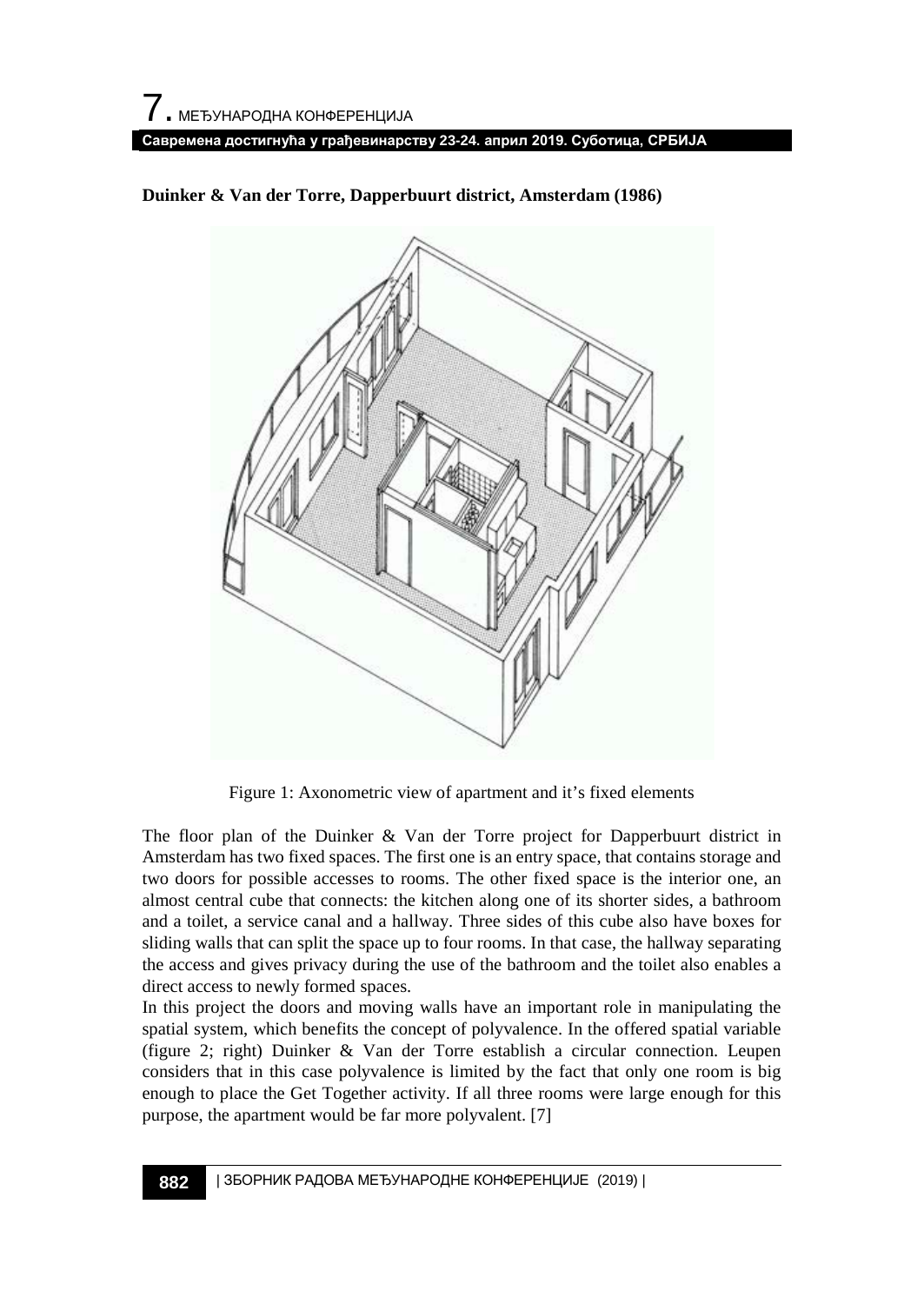**Duinker & Van der Torre, Dapperbuurt district, Amsterdam (1986)**

Figure 1: Axonometric view of apartment and it's fixed elements

The floor plan of the Duinker & Van der Torre project for Dapperbuurt district in Amsterdam has two fixed spaces. The first one is an entry space, that contains storage and two doors for possible accesses to rooms. The other fixed space is the interior one, an almost central cube that connects: the kitchen along one of its shorter sides, a bathroom and a toilet, a service canal and a hallway. Three sides of this cube also have boxes for sliding walls that can split the space up to four rooms. In that case, the hallway separating the access and gives privacy during the use of the bathroom and the toilet also enables a direct access to newly formed spaces.

In this project the doors and moving walls have an important role in manipulating the spatial system, which benefits the concept of polyvalence. In the offered spatial variable (figure 2; right) Duinker & Van der Torre establish a circular connection. Leupen considers that in this case polyvalence is limited by the fact that only one room is big enough to place the Get Together activity. If all three rooms were large enough for this purpose, the apartment would be far more polyvalent. [7]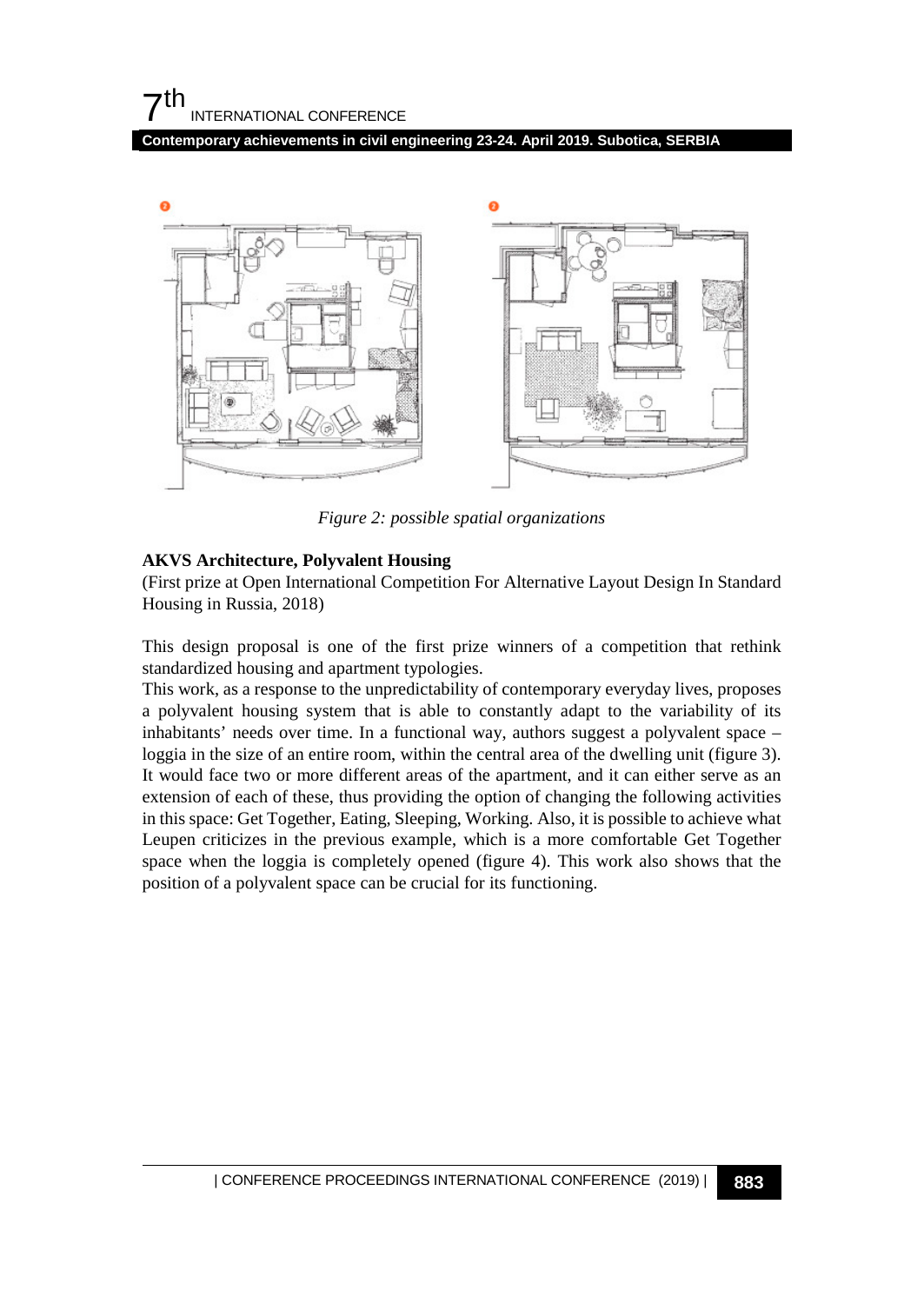*Figure 2: possible spatial organizations*

**AKVS Architecture, Polyvalent Housing**

(First prize at Open International Competition For Alternative Layout Design In Standard Housing in Russia, 2018)

This design proposal is one of the first prize winners of a competition that rethink standardized housing and apartment typologies.

This work, as a response to the unpredictability of contemporary everyday lives, proposes a polyvalent housing system that is able to constantly adapt to the variability of its inhabitants' needs over time. In a functional way, authors suggest a polyvalent space – loggia in the size of an entire room, within the central area of the dwelling unit (figure 3). It would face two or more different areas of the apartment, and it can either serve as an extension of each of these, thus providing the option of changing the following activities in this space: Get Together, Eating, Sleeping, Working. Also, it is possible to achieve what Leupen criticizes in the previous example, which is a more comfortable Get Together space when the loggia is completely opened (figure 4). This work also shows that the position of a polyvalent space can be crucial for its functioning.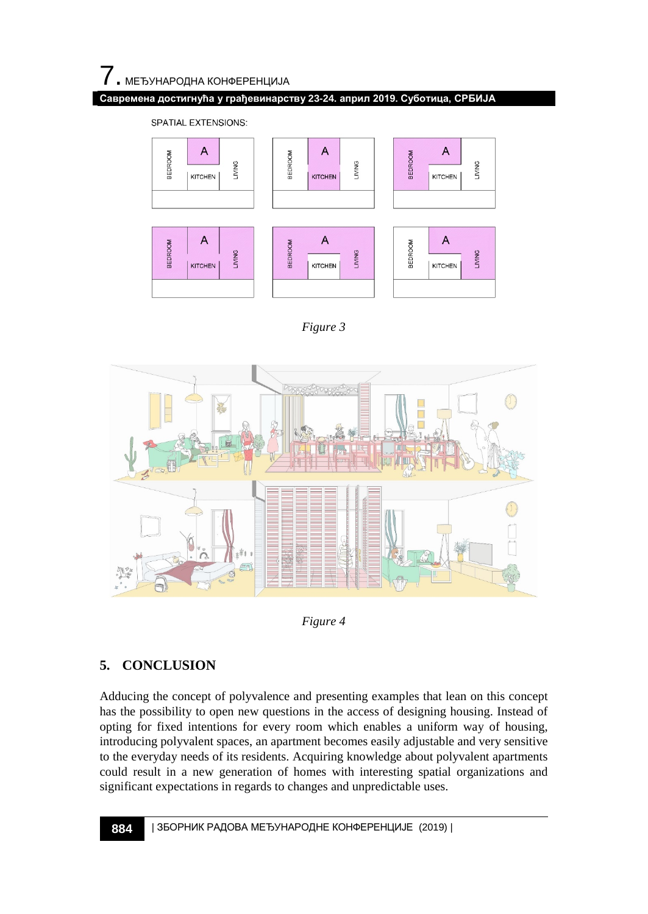SPATIAL EXTENSIONS:

*Figure 3*

*Figure 4*

## 5. CONCLUSION

Adducing the concept of polyvalence and presenting examples that lean on this concept has the possibility to open new questions in the access of designing housing. Instead of opting for fixed intentions for every room which enables a uniform way of housing, introducing polyvalent spaces, an apartment becomes easily adjustable and very sensitive to the everyday needs of its residents. Acquiring knowledge about polyvalent apartments could result in a new generation of homes with interesting spatial organizations and significant expectations in regards to changes and unpredictable uses.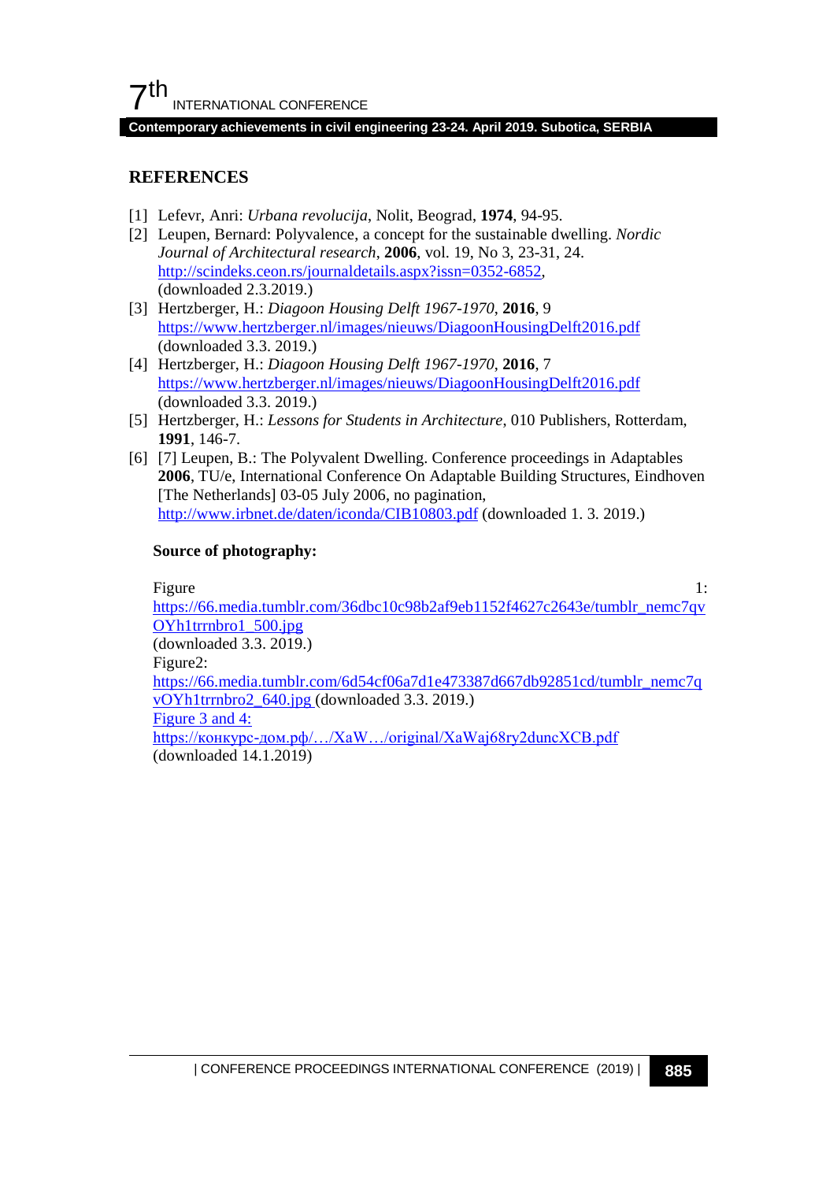## REFERENCES

[1] Lefevr, Anri: *Urbana revolucija*, Nolit, Beograd, **1974**, 94-95.

[2] Leupen, Bernard: Polyvalence, a concept for the sustainable dwelling. *Nordic Journal of Architectural research*, **2006**, vol. 19, No 3, 23-31, 24. http://scindeks.ceon.rs/journaldetails.aspx?issn=0352-6852, (downloaded 2.3.2019.)

[3] Hertzberger, H.: *Diagoon Housing Delft 1967-1970*, **2016**, 9 https://www.hertzberger.nl/images/nieuws/DiagoonHousingDelft2016.pdf (downloaded 3.3. 2019.)

[4] Hertzberger, H.: *Diagoon Housing Delft 1967-1970*, **2016**, 7 https://www.hertzberger.nl/images/nieuws/DiagoonHousingDelft2016.pdf (downloaded 3.3. 2019.)

[5] Hertzberger, H.: *Lessons for Students in Architecture*, 010 Publishers, Rotterdam, **1991**, 146-7.

[6] [7] Leupen, B.: The Polyvalent Dwelling. Conference proceedings in Adaptables **2006**, TU/e, International Conference On Adaptable Building Structures, Eindhoven [The Netherlands] 03-05 July 2006, no pagination, http://www.irbnet.de/daten/iconda/CIB10803.pdf (downloaded 1. 3. 2019.)

**Source of photography:**

Figure 1: https://66.media.tumblr.com/36dbc10c98b2af9eb1152f4627c2643e/tumblr_nemc7qvOYh1trrnbro1_500.jpg
(downloaded 3.3. 2019.)

Figure2: https://66.media.tumblr.com/6d54cf06a7d1e473387d667db92851cd/tumblr_nemc7qvOYh1trrnbro2_640.jpg (downloaded 3.3. 2019.)

Figure 3 and 4: https://конкурс-дом.рф/…/XaW…/original/XaWaj68ry2duncXCB.pdf
(downloaded 14.1.2019)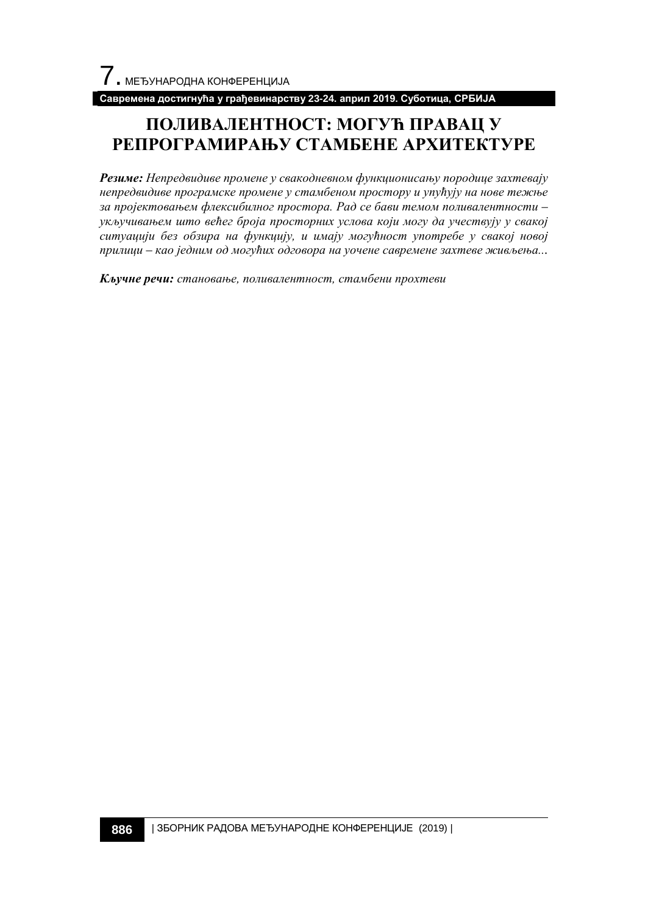# ПОЛИВАЛЕНТНОСТ: МОГУЋ ПРАВАЦ У РЕПРОГРАМИРАЊУ СТАМБЕНЕ АРХИТЕКТУРЕ

***Резиме:*** *Непредвидиве промене у свакодневном функционисању породице захтевају непредвидиве програмске промене у стамбеном простору и упућују на нове тежње за пројектовањем флексибилног простора. Рад се бави темом поливалентности – укључивањем што већег броја просторних услова који могу да учествују у свакој ситуацији без обзира на функцију, и имају могућност употребе у свакој новој прилици – као једним од могућих одговора на уочене савремене захтеве живљења...*

***Кључне речи:*** *становање, поливалентност, стамбени прохтеви*